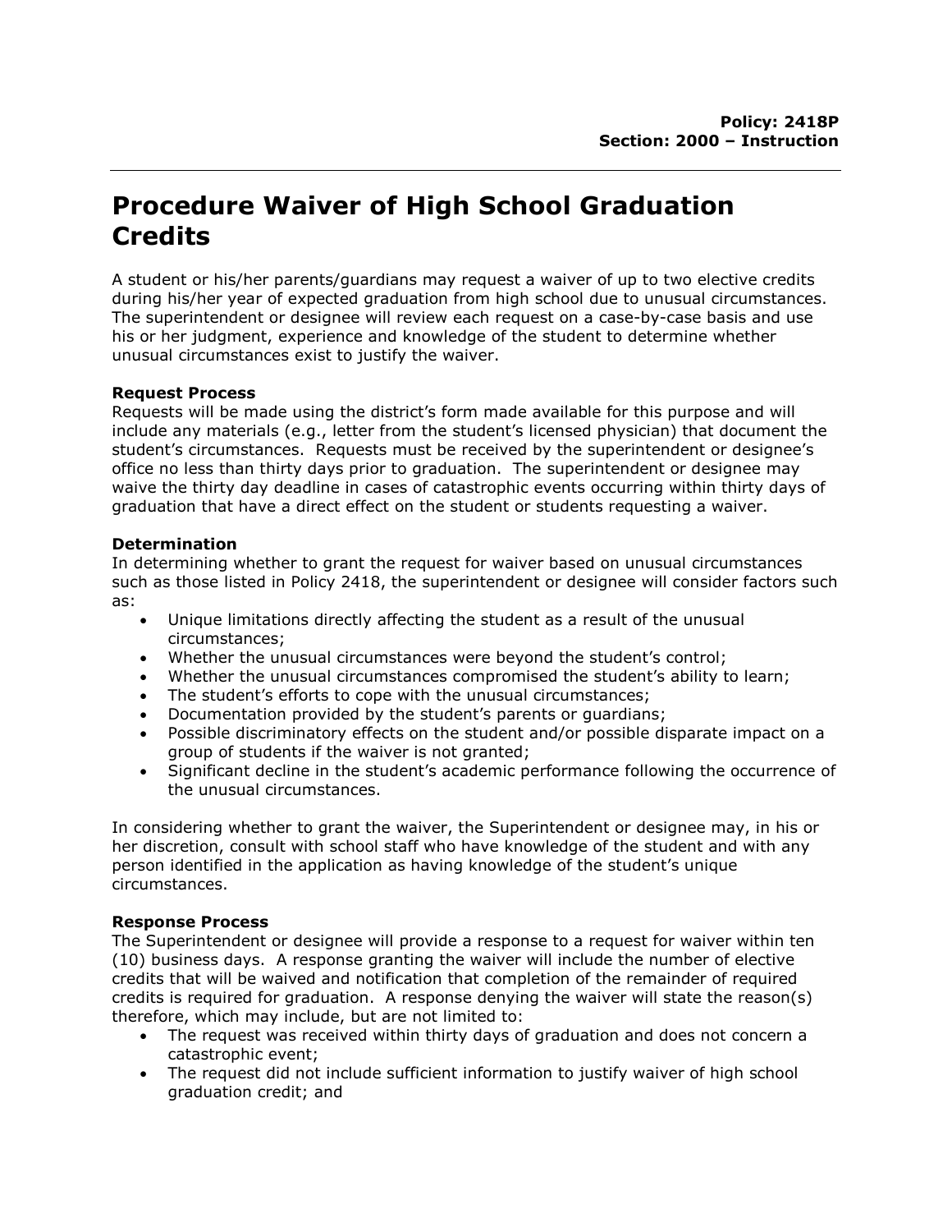**Policy: 2418P**
**Section: 2000 – Instruction**

# Procedure Waiver of High School Graduation Credits

A student or his/her parents/guardians may request a waiver of up to two elective credits during his/her year of expected graduation from high school due to unusual circumstances. The superintendent or designee will review each request on a case-by-case basis and use his or her judgment, experience and knowledge of the student to determine whether unusual circumstances exist to justify the waiver.

### Request Process

Requests will be made using the district's form made available for this purpose and will include any materials (e.g., letter from the student's licensed physician) that document the student's circumstances. Requests must be received by the superintendent or designee's office no less than thirty days prior to graduation. The superintendent or designee may waive the thirty day deadline in cases of catastrophic events occurring within thirty days of graduation that have a direct effect on the student or students requesting a waiver.

### Determination

In determining whether to grant the request for waiver based on unusual circumstances such as those listed in Policy 2418, the superintendent or designee will consider factors such as:

- Unique limitations directly affecting the student as a result of the unusual circumstances;
- Whether the unusual circumstances were beyond the student's control;
- Whether the unusual circumstances compromised the student's ability to learn;
- The student's efforts to cope with the unusual circumstances;
- Documentation provided by the student's parents or guardians;
- Possible discriminatory effects on the student and/or possible disparate impact on a group of students if the waiver is not granted;
- Significant decline in the student's academic performance following the occurrence of the unusual circumstances.

In considering whether to grant the waiver, the Superintendent or designee may, in his or her discretion, consult with school staff who have knowledge of the student and with any person identified in the application as having knowledge of the student's unique circumstances.

### Response Process

The Superintendent or designee will provide a response to a request for waiver within ten (10) business days. A response granting the waiver will include the number of elective credits that will be waived and notification that completion of the remainder of required credits is required for graduation. A response denying the waiver will state the reason(s) therefore, which may include, but are not limited to:

- The request was received within thirty days of graduation and does not concern a catastrophic event;
- The request did not include sufficient information to justify waiver of high school graduation credit; and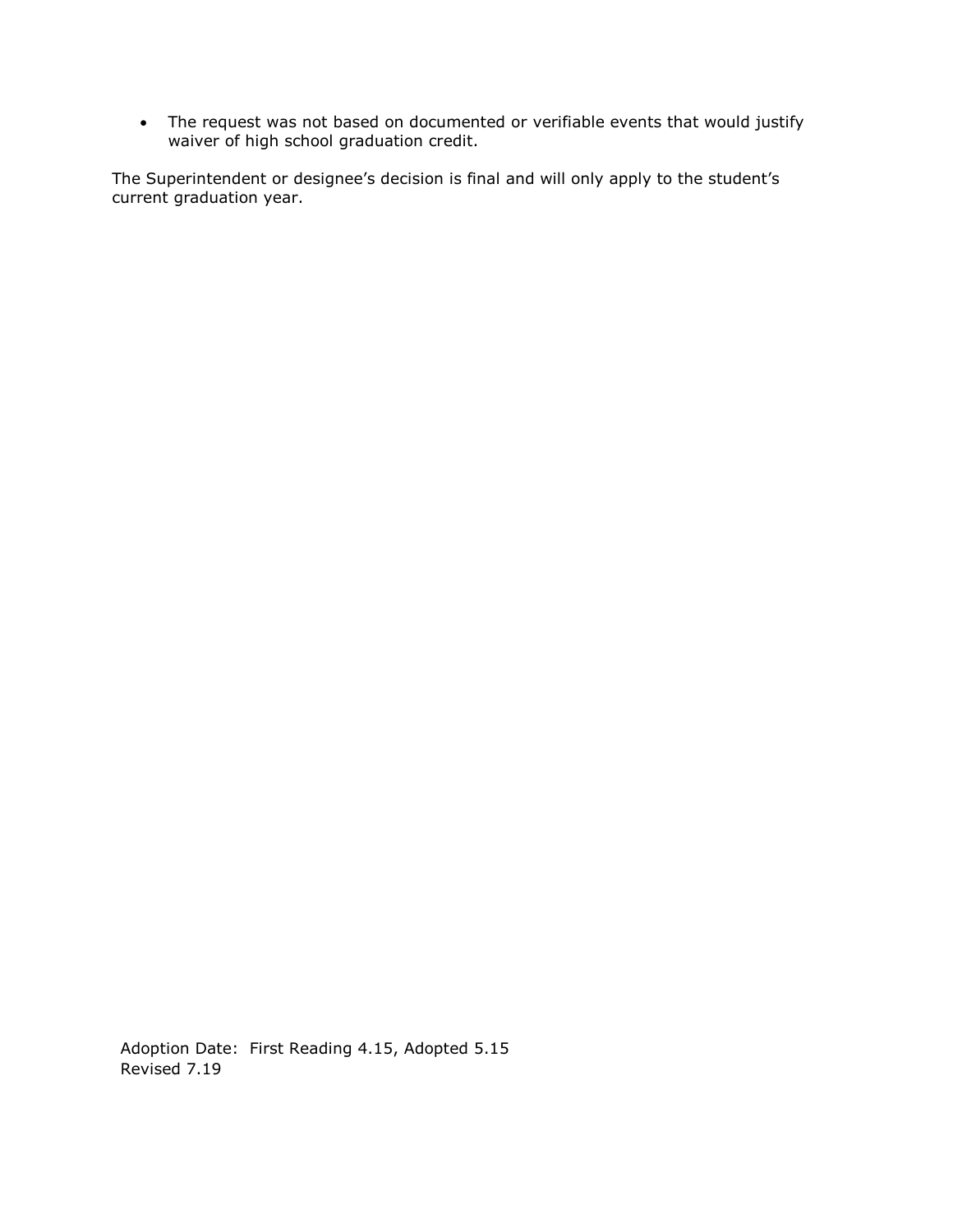- The request was not based on documented or verifiable events that would justify waiver of high school graduation credit.

The Superintendent or designee's decision is final and will only apply to the student's current graduation year.

Adoption Date: First Reading 4.15, Adopted 5.15
Revised 7.19